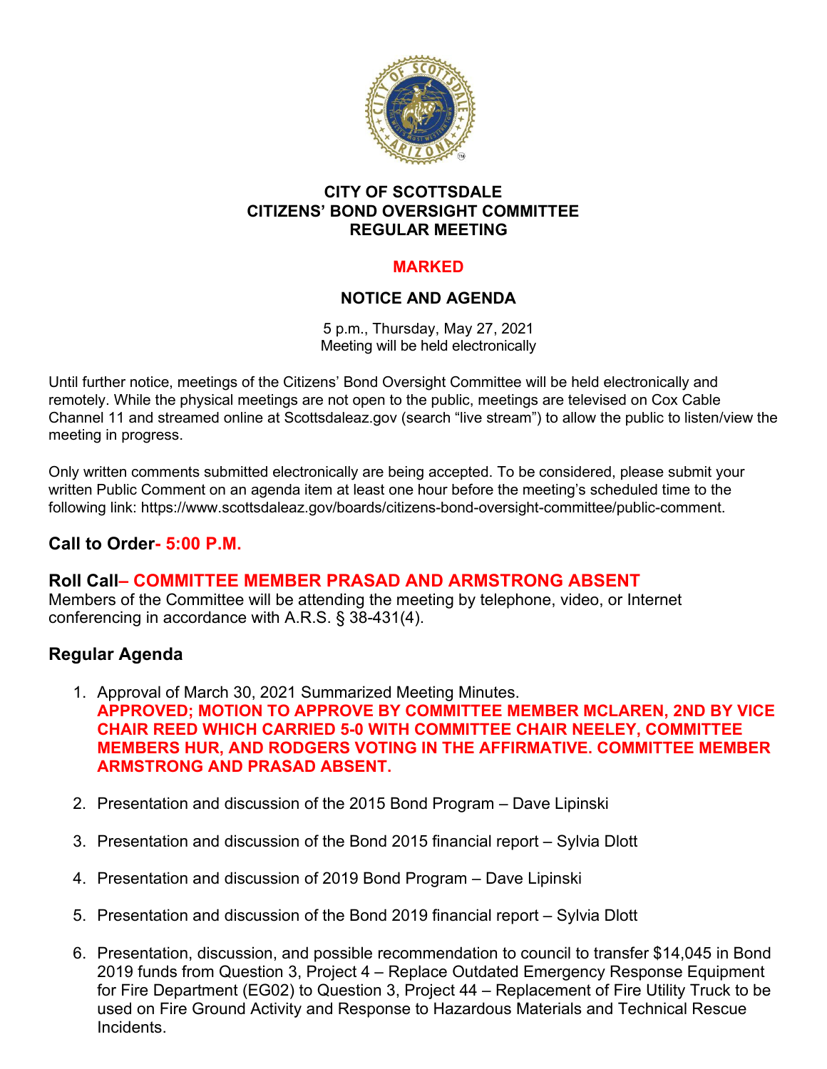**CITY OF SCOTTSDALE**
**CITIZENS' BOND OVERSIGHT COMMITTEE**
**REGULAR MEETING**

**MARKED**

## NOTICE AND AGENDA

5 p.m., Thursday, May 27, 2021
Meeting will be held electronically

Until further notice, meetings of the Citizens' Bond Oversight Committee will be held electronically and remotely. While the physical meetings are not open to the public, meetings are televised on Cox Cable Channel 11 and streamed online at Scottsdaleaz.gov (search "live stream") to allow the public to listen/view the meeting in progress.

Only written comments submitted electronically are being accepted. To be considered, please submit your written Public Comment on an agenda item at least one hour before the meeting's scheduled time to the following link: https://www.scottsdaleaz.gov/boards/citizens-bond-oversight-committee/public-comment.

## Call to Order- 5:00 P.M.

## Roll Call– COMMITTEE MEMBER PRASAD AND ARMSTRONG ABSENT

Members of the Committee will be attending the meeting by telephone, video, or Internet conferencing in accordance with A.R.S. § 38-431(4).

## Regular Agenda

1. Approval of March 30, 2021 Summarized Meeting Minutes.
   **APPROVED; MOTION TO APPROVE BY COMMITTEE MEMBER MCLAREN, 2ND BY VICE CHAIR REED WHICH CARRIED 5-0 WITH COMMITTEE CHAIR NEELEY, COMMITTEE MEMBERS HUR, AND RODGERS VOTING IN THE AFFIRMATIVE. COMMITTEE MEMBER ARMSTRONG AND PRASAD ABSENT.**

2. Presentation and discussion of the 2015 Bond Program – Dave Lipinski

3. Presentation and discussion of the Bond 2015 financial report – Sylvia Dlott

4. Presentation and discussion of 2019 Bond Program – Dave Lipinski

5. Presentation and discussion of the Bond 2019 financial report – Sylvia Dlott

6. Presentation, discussion, and possible recommendation to council to transfer $14,045 in Bond 2019 funds from Question 3, Project 4 – Replace Outdated Emergency Response Equipment for Fire Department (EG02) to Question 3, Project 44 – Replacement of Fire Utility Truck to be used on Fire Ground Activity and Response to Hazardous Materials and Technical Rescue Incidents.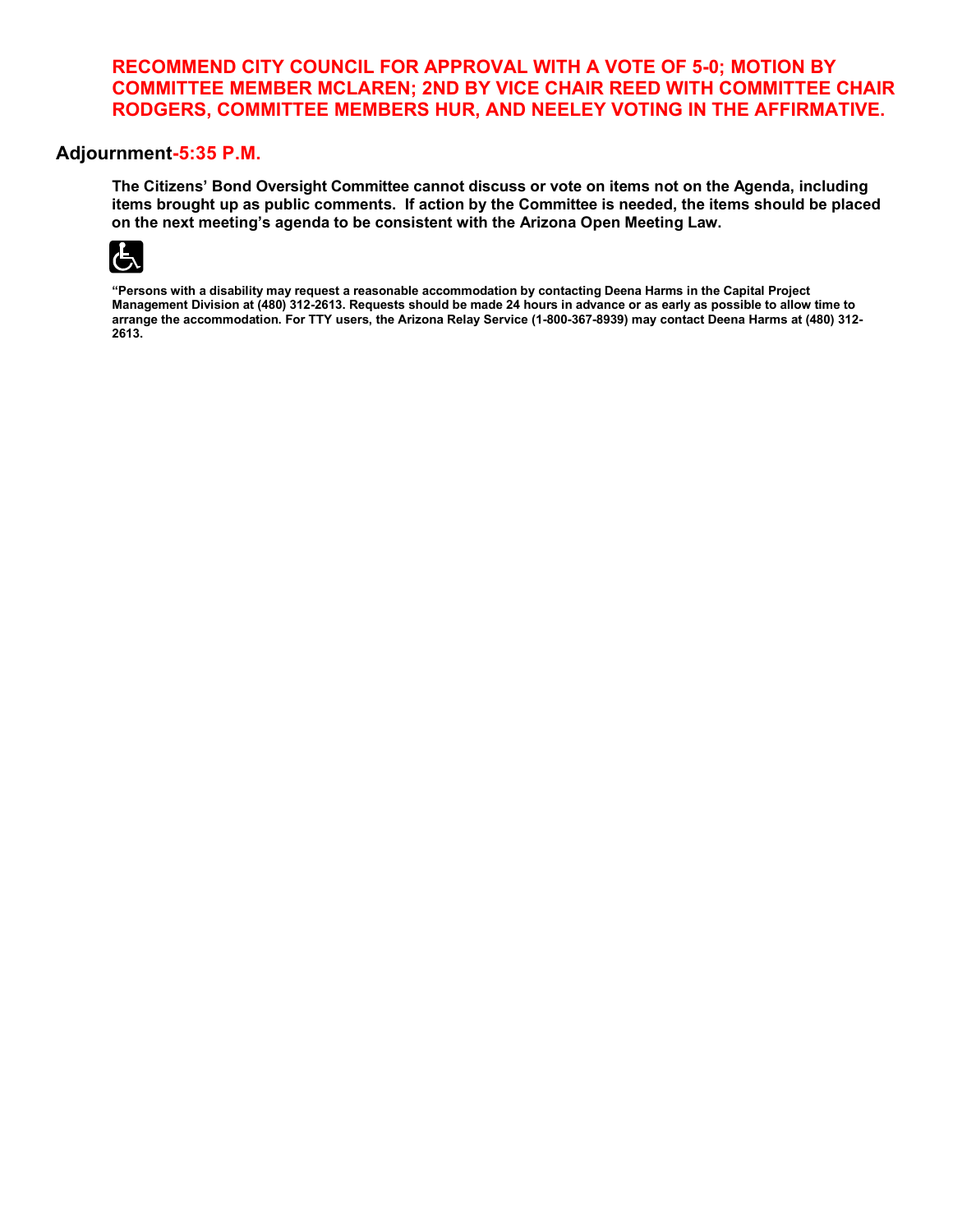**RECOMMEND CITY COUNCIL FOR APPROVAL WITH A VOTE OF 5-0; MOTION BY COMMITTEE MEMBER MCLAREN; 2ND BY VICE CHAIR REED WITH COMMITTEE CHAIR RODGERS, COMMITTEE MEMBERS HUR, AND NEELEY VOTING IN THE AFFIRMATIVE.**

## Adjournment-5:35 P.M.

**The Citizens' Bond Oversight Committee cannot discuss or vote on items not on the Agenda, including items brought up as public comments. If action by the Committee is needed, the items should be placed on the next meeting's agenda to be consistent with the Arizona Open Meeting Law.**

**"Persons with a disability may request a reasonable accommodation by contacting Deena Harms in the Capital Project Management Division at (480) 312-2613. Requests should be made 24 hours in advance or as early as possible to allow time to arrange the accommodation. For TTY users, the Arizona Relay Service (1-800-367-8939) may contact Deena Harms at (480) 312-2613.**